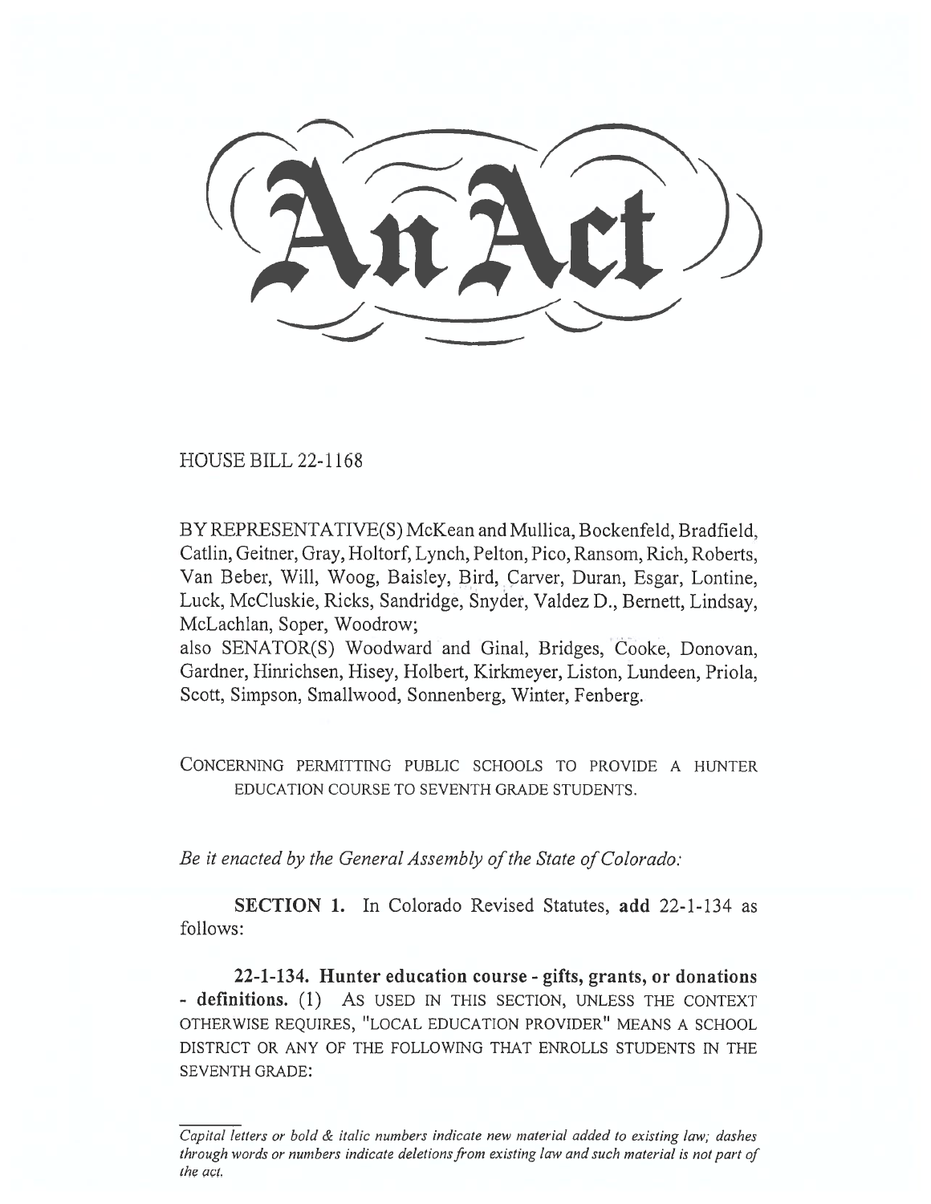# An Act

HOUSE BILL 22-1168

BY REPRESENTATIVE(S) McKean and Mullica, Bockenfeld, Bradfield, Catlin, Geitner, Gray, Holtorf, Lynch, Pelton, Pico, Ransom, Rich, Roberts, Van Beber, Will, Woog, Baisley, Bird, Carver, Duran, Esgar, Lontine, Luck, McCluskie, Ricks, Sandridge, Snyder, Valdez D., Bernett, Lindsay, McLachlan, Soper, Woodrow;
also SENATOR(S) Woodward and Ginal, Bridges, Cooke, Donovan, Gardner, Hinrichsen, Hisey, Holbert, Kirkmeyer, Liston, Lundeen, Priola, Scott, Simpson, Smallwood, Sonnenberg, Winter, Fenberg.

CONCERNING PERMITTING PUBLIC SCHOOLS TO PROVIDE A HUNTER EDUCATION COURSE TO SEVENTH GRADE STUDENTS.

*Be it enacted by the General Assembly of the State of Colorado:*

**SECTION 1.** In Colorado Revised Statutes, **add** 22-1-134 as follows:

**22-1-134. Hunter education course - gifts, grants, or donations - definitions.** (1) AS USED IN THIS SECTION, UNLESS THE CONTEXT OTHERWISE REQUIRES, "LOCAL EDUCATION PROVIDER" MEANS A SCHOOL DISTRICT OR ANY OF THE FOLLOWING THAT ENROLLS STUDENTS IN THE SEVENTH GRADE:

*Capital letters or bold & italic numbers indicate new material added to existing law; dashes through words or numbers indicate deletions from existing law and such material is not part of the act.*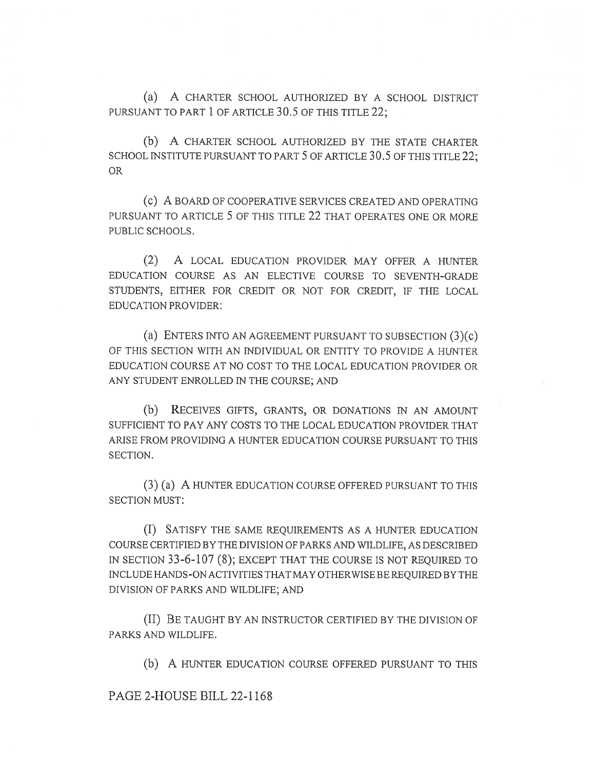(a) A CHARTER SCHOOL AUTHORIZED BY A SCHOOL DISTRICT PURSUANT TO PART 1 OF ARTICLE 30.5 OF THIS TITLE 22;

(b) A CHARTER SCHOOL AUTHORIZED BY THE STATE CHARTER SCHOOL INSTITUTE PURSUANT TO PART 5 OF ARTICLE 30.5 OF THIS TITLE 22; OR

(c) A BOARD OF COOPERATIVE SERVICES CREATED AND OPERATING PURSUANT TO ARTICLE 5 OF THIS TITLE 22 THAT OPERATES ONE OR MORE PUBLIC SCHOOLS.

(2) A LOCAL EDUCATION PROVIDER MAY OFFER A HUNTER EDUCATION COURSE AS AN ELECTIVE COURSE TO SEVENTH-GRADE STUDENTS, EITHER FOR CREDIT OR NOT FOR CREDIT, IF THE LOCAL EDUCATION PROVIDER:

(a) ENTERS INTO AN AGREEMENT PURSUANT TO SUBSECTION (3)(c) OF THIS SECTION WITH AN INDIVIDUAL OR ENTITY TO PROVIDE A HUNTER EDUCATION COURSE AT NO COST TO THE LOCAL EDUCATION PROVIDER OR ANY STUDENT ENROLLED IN THE COURSE; AND

(b) RECEIVES GIFTS, GRANTS, OR DONATIONS IN AN AMOUNT SUFFICIENT TO PAY ANY COSTS TO THE LOCAL EDUCATION PROVIDER THAT ARISE FROM PROVIDING A HUNTER EDUCATION COURSE PURSUANT TO THIS SECTION.

(3) (a) A HUNTER EDUCATION COURSE OFFERED PURSUANT TO THIS SECTION MUST:

(I) SATISFY THE SAME REQUIREMENTS AS A HUNTER EDUCATION COURSE CERTIFIED BY THE DIVISION OF PARKS AND WILDLIFE, AS DESCRIBED IN SECTION 33-6-107 (8); EXCEPT THAT THE COURSE IS NOT REQUIRED TO INCLUDE HANDS-ON ACTIVITIES THAT MAY OTHERWISE BE REQUIRED BY THE DIVISION OF PARKS AND WILDLIFE; AND

(II) BE TAUGHT BY AN INSTRUCTOR CERTIFIED BY THE DIVISION OF PARKS AND WILDLIFE.

(b) A HUNTER EDUCATION COURSE OFFERED PURSUANT TO THIS

PAGE 2-HOUSE BILL 22-1168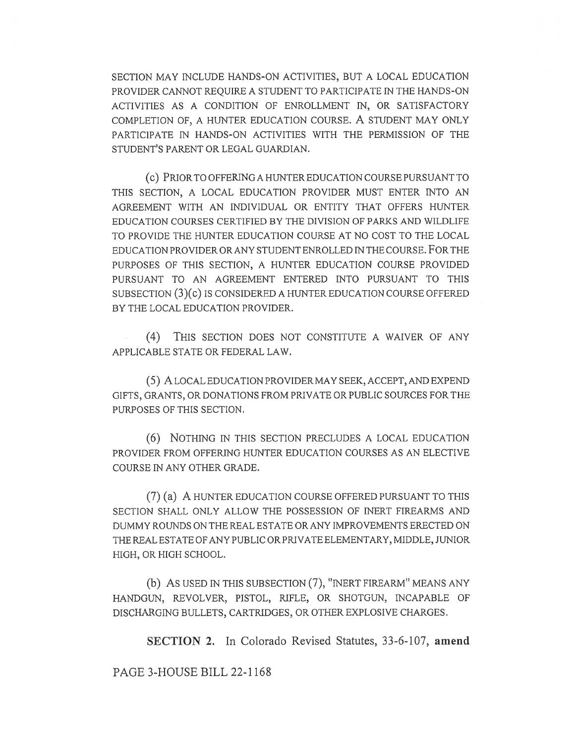SECTION MAY INCLUDE HANDS-ON ACTIVITIES, BUT A LOCAL EDUCATION PROVIDER CANNOT REQUIRE A STUDENT TO PARTICIPATE IN THE HANDS-ON ACTIVITIES AS A CONDITION OF ENROLLMENT IN, OR SATISFACTORY COMPLETION OF, A HUNTER EDUCATION COURSE. A STUDENT MAY ONLY PARTICIPATE IN HANDS-ON ACTIVITIES WITH THE PERMISSION OF THE STUDENT'S PARENT OR LEGAL GUARDIAN.

(c) PRIOR TO OFFERING A HUNTER EDUCATION COURSE PURSUANT TO THIS SECTION, A LOCAL EDUCATION PROVIDER MUST ENTER INTO AN AGREEMENT WITH AN INDIVIDUAL OR ENTITY THAT OFFERS HUNTER EDUCATION COURSES CERTIFIED BY THE DIVISION OF PARKS AND WILDLIFE TO PROVIDE THE HUNTER EDUCATION COURSE AT NO COST TO THE LOCAL EDUCATION PROVIDER OR ANY STUDENT ENROLLED IN THE COURSE. FOR THE PURPOSES OF THIS SECTION, A HUNTER EDUCATION COURSE PROVIDED PURSUANT TO AN AGREEMENT ENTERED INTO PURSUANT TO THIS SUBSECTION (3)(c) IS CONSIDERED A HUNTER EDUCATION COURSE OFFERED BY THE LOCAL EDUCATION PROVIDER.

(4) THIS SECTION DOES NOT CONSTITUTE A WAIVER OF ANY APPLICABLE STATE OR FEDERAL LAW.

(5) A LOCAL EDUCATION PROVIDER MAY SEEK, ACCEPT, AND EXPEND GIFTS, GRANTS, OR DONATIONS FROM PRIVATE OR PUBLIC SOURCES FOR THE PURPOSES OF THIS SECTION.

(6) NOTHING IN THIS SECTION PRECLUDES A LOCAL EDUCATION PROVIDER FROM OFFERING HUNTER EDUCATION COURSES AS AN ELECTIVE COURSE IN ANY OTHER GRADE.

(7) (a) A HUNTER EDUCATION COURSE OFFERED PURSUANT TO THIS SECTION SHALL ONLY ALLOW THE POSSESSION OF INERT FIREARMS AND DUMMY ROUNDS ON THE REAL ESTATE OR ANY IMPROVEMENTS ERECTED ON THE REAL ESTATE OF ANY PUBLIC OR PRIVATE ELEMENTARY, MIDDLE, JUNIOR HIGH, OR HIGH SCHOOL.

(b) AS USED IN THIS SUBSECTION (7), "INERT FIREARM" MEANS ANY HANDGUN, REVOLVER, PISTOL, RIFLE, OR SHOTGUN, INCAPABLE OF DISCHARGING BULLETS, CARTRIDGES, OR OTHER EXPLOSIVE CHARGES.

**SECTION 2.** In Colorado Revised Statutes, 33-6-107, **amend**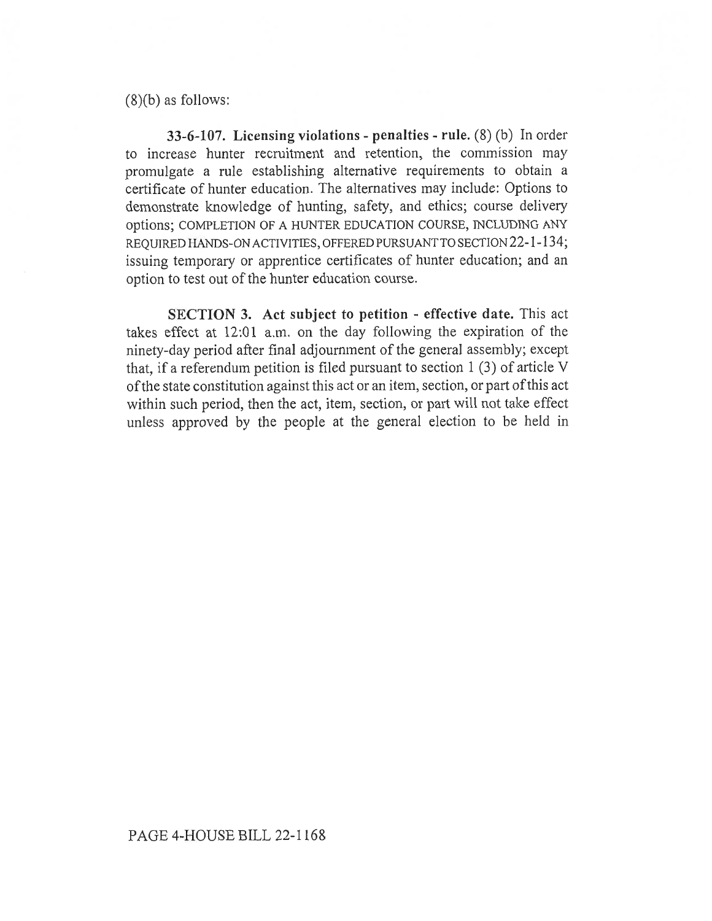(8)(b) as follows:

**33-6-107. Licensing violations - penalties - rule.** (8) (b) In order to increase hunter recruitment and retention, the commission may promulgate a rule establishing alternative requirements to obtain a certificate of hunter education. The alternatives may include: Options to demonstrate knowledge of hunting, safety, and ethics; course delivery options; COMPLETION OF A HUNTER EDUCATION COURSE, INCLUDING ANY REQUIRED HANDS-ON ACTIVITIES, OFFERED PURSUANT TO SECTION 22-1-134; issuing temporary or apprentice certificates of hunter education; and an option to test out of the hunter education course.

**SECTION 3. Act subject to petition - effective date.** This act takes effect at 12:01 a.m. on the day following the expiration of the ninety-day period after final adjournment of the general assembly; except that, if a referendum petition is filed pursuant to section 1 (3) of article V of the state constitution against this act or an item, section, or part of this act within such period, then the act, item, section, or part will not take effect unless approved by the people at the general election to be held in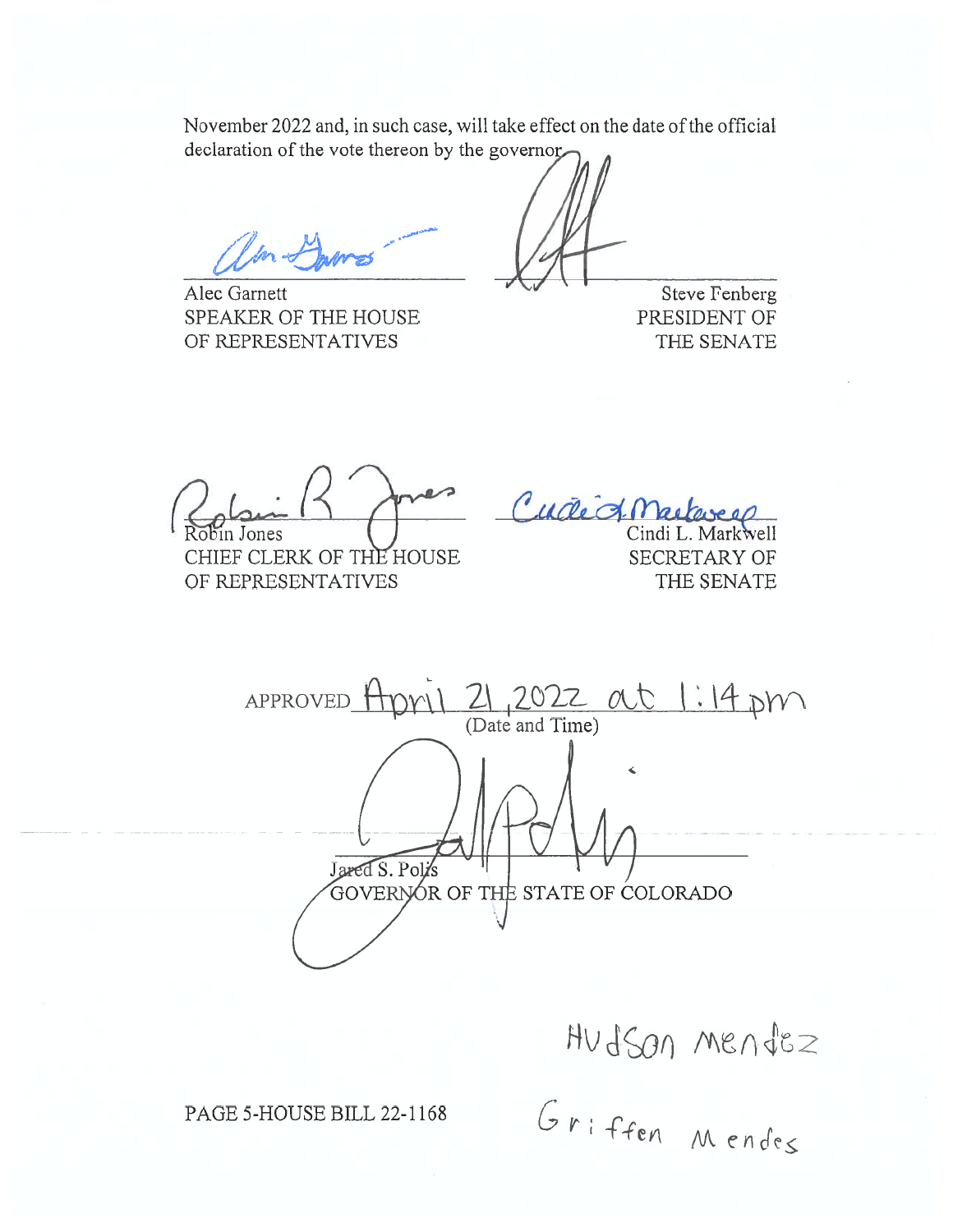November 2022 and, in such case, will take effect on the date of the official declaration of the vote thereon by the governor.

Alec Garnett
SPEAKER OF THE HOUSE
OF REPRESENTATIVES

Steve Fenberg
PRESIDENT OF
THE SENATE

Robin Jones
CHIEF CLERK OF THE HOUSE
OF REPRESENTATIVES

Cindi L. Markwell
SECRETARY OF
THE SENATE

APPROVED April 21, 2022 at 1:14 pm
(Date and Time)

Jared S. Polis
GOVERNOR OF THE STATE OF COLORADO

Hudson Mendez

Griffen Mendes

PAGE 5-HOUSE BILL 22-1168